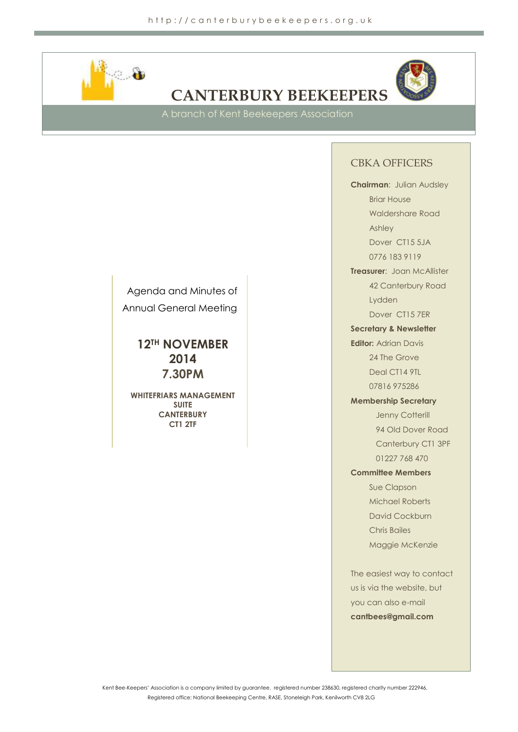http://canterburybeekeepers.org.uk

# CANTERBURY BEEKEEPERS

A branch of Kent Beekeepers Association

Agenda and Minutes of Annual General Meeting

**12TH NOVEMBER 2014**
**7.30PM**

**WHITEFRIARS MANAGEMENT SUITE**
**CANTERBURY**
**CT1 2TF**

## CBKA OFFICERS

**Chairman**: Julian Audsley
Briar House
Waldershare Road
Ashley
Dover CT15 5JA
0776 183 9119

**Treasurer**: Joan McAllister
42 Canterbury Road
Lydden
Dover CT15 7ER

**Secretary & Newsletter Editor:** Adrian Davis
24 The Grove
Deal CT14 9TL
07816 975286

**Membership Secretary**
Jenny Cotterill
94 Old Dover Road
Canterbury CT1 3PF
01227 768 470

**Committee Members**
Sue Clapson
Michael Roberts
David Cockburn
Chris Bailes
Maggie McKenzie

The easiest way to contact us is via the website, but you can also e-mail **cantbees@gmail.com**

Kent Bee-Keepers' Association is a company limited by guarantee. registered number 238630, registered charity number 222946. Registered office: National Beekeeping Centre, RASE, Stoneleigh Park, Kenilworth CV8 2LG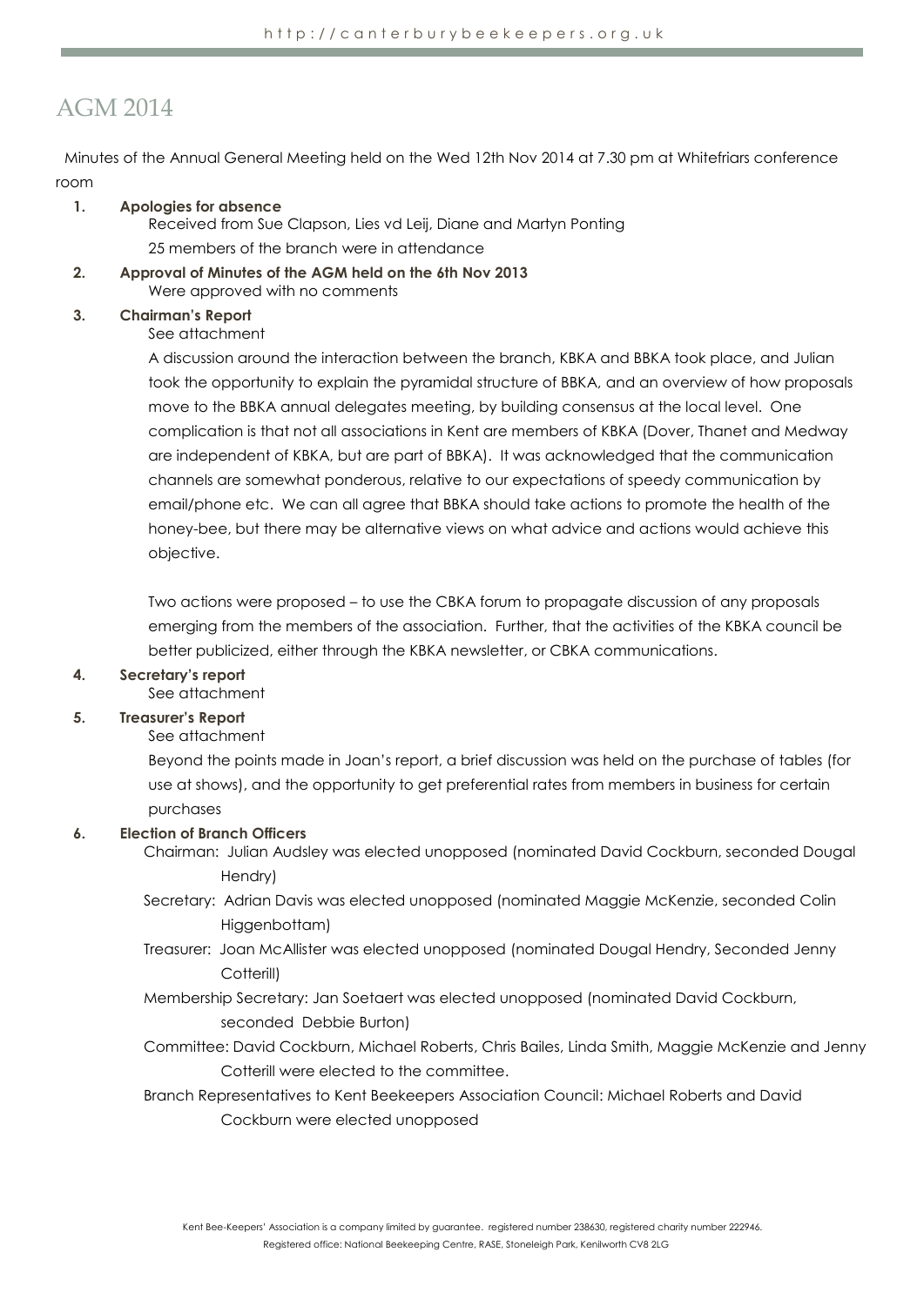# AGM 2014

Minutes of the Annual General Meeting held on the Wed 12th Nov 2014 at 7.30 pm at Whitefriars conference room

1. **Apologies for absence**

   Received from Sue Clapson, Lies vd Leij, Diane and Martyn Ponting

   25 members of the branch were in attendance

2. **Approval of Minutes of the AGM held on the 6th Nov 2013**

   Were approved with no comments

3. **Chairman's Report**

   See attachment

   A discussion around the interaction between the branch, KBKA and BBKA took place, and Julian took the opportunity to explain the pyramidal structure of BBKA, and an overview of how proposals move to the BBKA annual delegates meeting, by building consensus at the local level. One complication is that not all associations in Kent are members of KBKA (Dover, Thanet and Medway are independent of KBKA, but are part of BBKA). It was acknowledged that the communication channels are somewhat ponderous, relative to our expectations of speedy communication by email/phone etc. We can all agree that BBKA should take actions to promote the health of the honey-bee, but there may be alternative views on what advice and actions would achieve this objective.

   Two actions were proposed – to use the CBKA forum to propagate discussion of any proposals emerging from the members of the association. Further, that the activities of the KBKA council be better publicized, either through the KBKA newsletter, or CBKA communications.

4. **Secretary's report**

   See attachment

5. **Treasurer's Report**

   See attachment

   Beyond the points made in Joan's report, a brief discussion was held on the purchase of tables (for use at shows), and the opportunity to get preferential rates from members in business for certain purchases

6. **Election of Branch Officers**

   Chairman: Julian Audsley was elected unopposed (nominated David Cockburn, seconded Dougal Hendry)

   Secretary: Adrian Davis was elected unopposed (nominated Maggie McKenzie, seconded Colin Higgenbottam)

   Treasurer: Joan McAllister was elected unopposed (nominated Dougal Hendry, Seconded Jenny Cotterill)

   Membership Secretary: Jan Soetaert was elected unopposed (nominated David Cockburn, seconded Debbie Burton)

   Committee: David Cockburn, Michael Roberts, Chris Bailes, Linda Smith, Maggie McKenzie and Jenny Cotterill were elected to the committee.

   Branch Representatives to Kent Beekeepers Association Council: Michael Roberts and David Cockburn were elected unopposed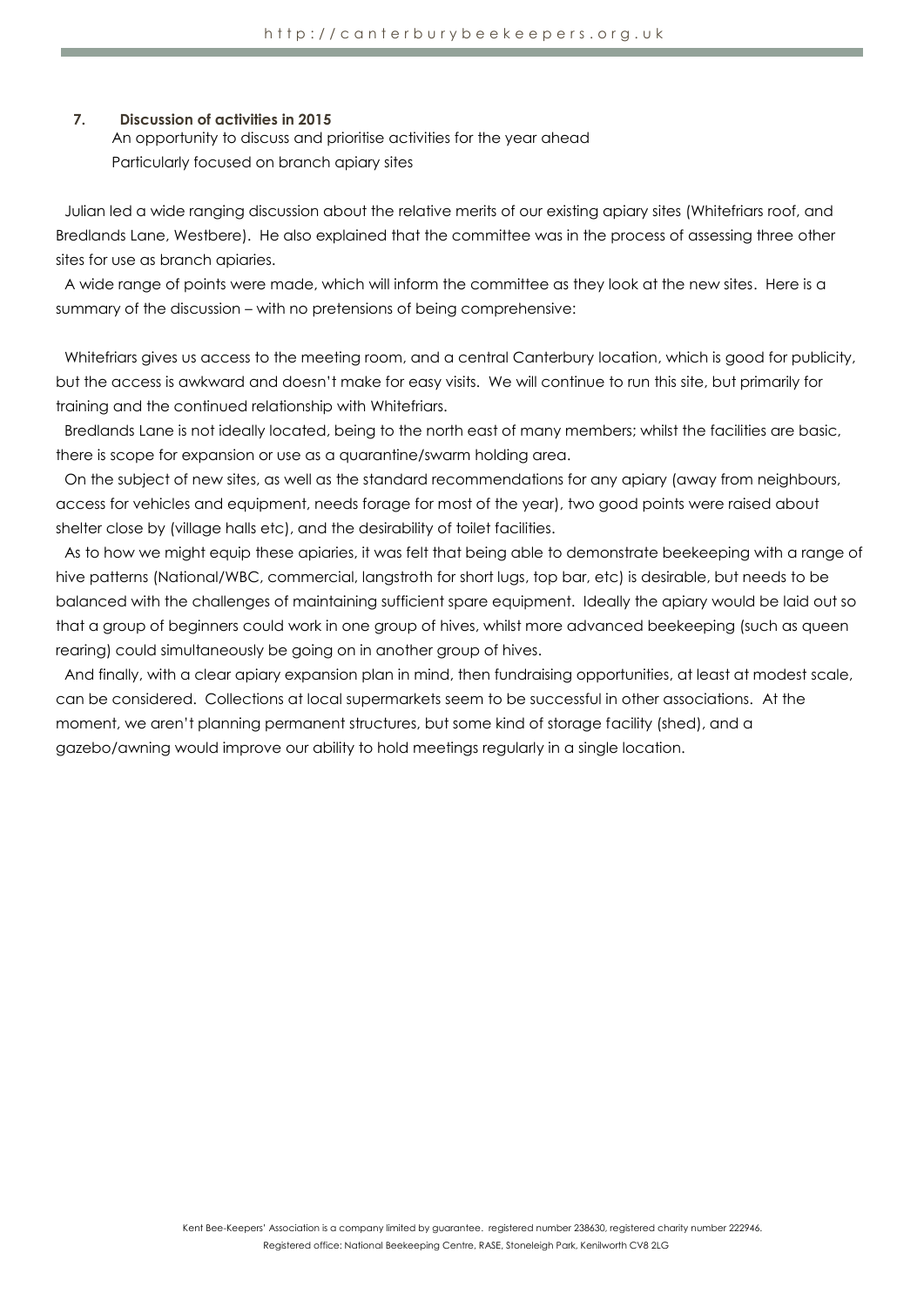## 7. Discussion of activities in 2015

An opportunity to discuss and prioritise activities for the year ahead

Particularly focused on branch apiary sites

Julian led a wide ranging discussion about the relative merits of our existing apiary sites (Whitefriars roof, and Bredlands Lane, Westbere). He also explained that the committee was in the process of assessing three other sites for use as branch apiaries.

A wide range of points were made, which will inform the committee as they look at the new sites. Here is a summary of the discussion – with no pretensions of being comprehensive:

Whitefriars gives us access to the meeting room, and a central Canterbury location, which is good for publicity, but the access is awkward and doesn't make for easy visits. We will continue to run this site, but primarily for training and the continued relationship with Whitefriars.

Bredlands Lane is not ideally located, being to the north east of many members; whilst the facilities are basic, there is scope for expansion or use as a quarantine/swarm holding area.

On the subject of new sites, as well as the standard recommendations for any apiary (away from neighbours, access for vehicles and equipment, needs forage for most of the year), two good points were raised about shelter close by (village halls etc), and the desirability of toilet facilities.

As to how we might equip these apiaries, it was felt that being able to demonstrate beekeeping with a range of hive patterns (National/WBC, commercial, langstroth for short lugs, top bar, etc) is desirable, but needs to be balanced with the challenges of maintaining sufficient spare equipment. Ideally the apiary would be laid out so that a group of beginners could work in one group of hives, whilst more advanced beekeeping (such as queen rearing) could simultaneously be going on in another group of hives.

And finally, with a clear apiary expansion plan in mind, then fundraising opportunities, at least at modest scale, can be considered. Collections at local supermarkets seem to be successful in other associations. At the moment, we aren't planning permanent structures, but some kind of storage facility (shed), and a gazebo/awning would improve our ability to hold meetings regularly in a single location.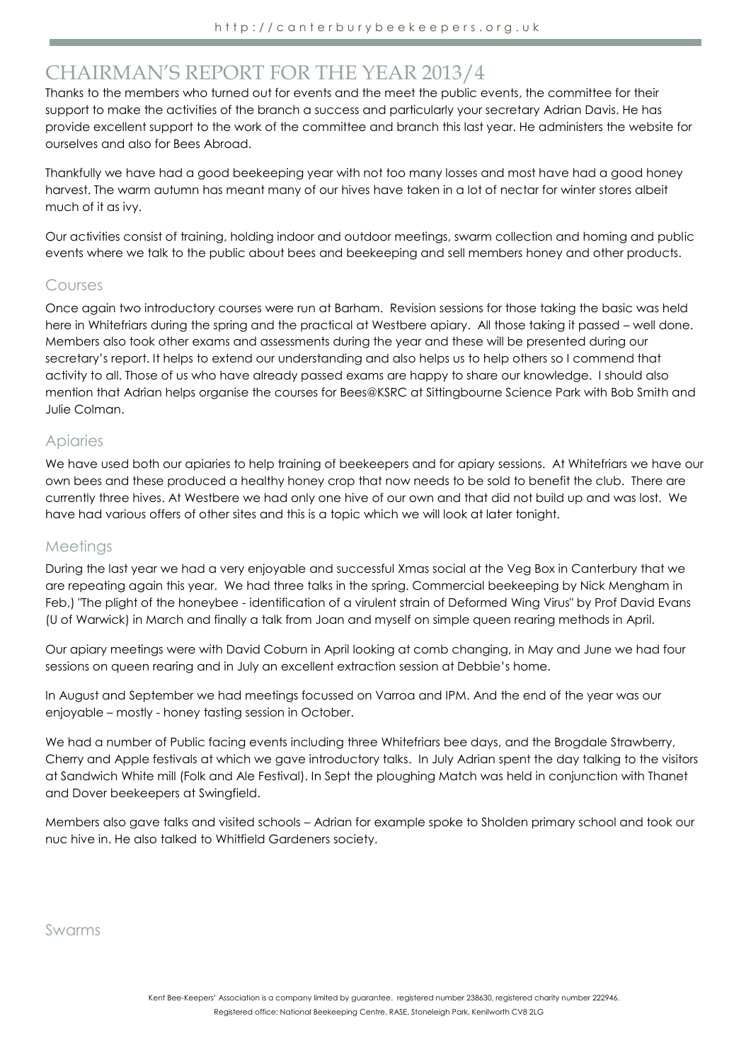# CHAIRMAN'S REPORT FOR THE YEAR 2013/4

Thanks to the members who turned out for events and the meet the public events, the committee for their support to make the activities of the branch a success and particularly your secretary Adrian Davis. He has provide excellent support to the work of the committee and branch this last year. He administers the website for ourselves and also for Bees Abroad.

Thankfully we have had a good beekeeping year with not too many losses and most have had a good honey harvest. The warm autumn has meant many of our hives have taken in a lot of nectar for winter stores albeit much of it as ivy.

Our activities consist of training, holding indoor and outdoor meetings, swarm collection and homing and public events where we talk to the public about bees and beekeeping and sell members honey and other products.

## Courses

Once again two introductory courses were run at Barham. Revision sessions for those taking the basic was held here in Whitefriars during the spring and the practical at Westbere apiary. All those taking it passed – well done. Members also took other exams and assessments during the year and these will be presented during our secretary's report. It helps to extend our understanding and also helps us to help others so I commend that activity to all. Those of us who have already passed exams are happy to share our knowledge. I should also mention that Adrian helps organise the courses for Bees@KSRC at Sittingbourne Science Park with Bob Smith and Julie Colman.

## Apiaries

We have used both our apiaries to help training of beekeepers and for apiary sessions. At Whitefriars we have our own bees and these produced a healthy honey crop that now needs to be sold to benefit the club. There are currently three hives. At Westbere we had only one hive of our own and that did not build up and was lost. We have had various offers of other sites and this is a topic which we will look at later tonight.

## Meetings

During the last year we had a very enjoyable and successful Xmas social at the Veg Box in Canterbury that we are repeating again this year. We had three talks in the spring. Commercial beekeeping by Nick Mengham in Feb,) "The plight of the honeybee - identification of a virulent strain of Deformed Wing Virus" by Prof David Evans (U of Warwick) in March and finally a talk from Joan and myself on simple queen rearing methods in April.

Our apiary meetings were with David Coburn in April looking at comb changing, in May and June we had four sessions on queen rearing and in July an excellent extraction session at Debbie's home.

In August and September we had meetings focussed on Varroa and IPM. And the end of the year was our enjoyable – mostly - honey tasting session in October.

We had a number of Public facing events including three Whitefriars bee days, and the Brogdale Strawberry, Cherry and Apple festivals at which we gave introductory talks. In July Adrian spent the day talking to the visitors at Sandwich White mill (Folk and Ale Festival). In Sept the ploughing Match was held in conjunction with Thanet and Dover beekeepers at Swingfield.

Members also gave talks and visited schools – Adrian for example spoke to Sholden primary school and took our nuc hive in. He also talked to Whitfield Gardeners society.

## Swarms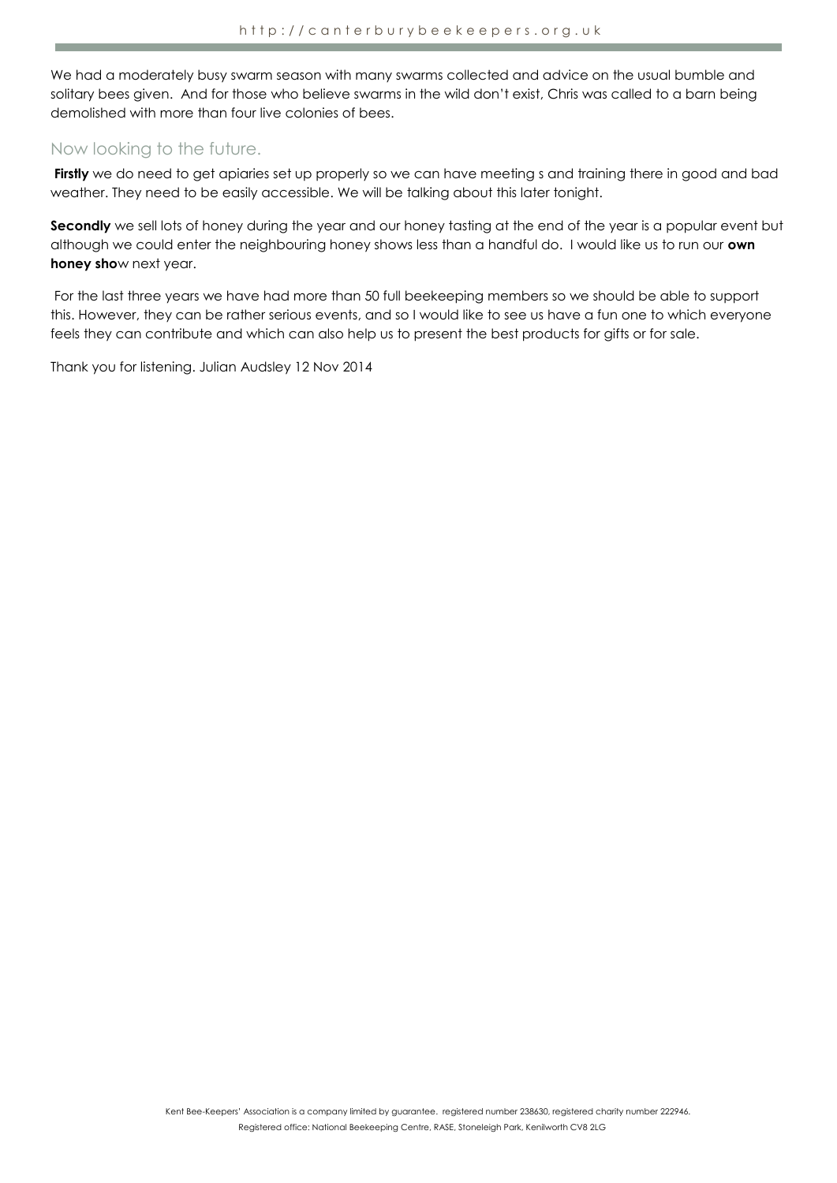We had a moderately busy swarm season with many swarms collected and advice on the usual bumble and solitary bees given. And for those who believe swarms in the wild don't exist, Chris was called to a barn being demolished with more than four live colonies of bees.

## Now looking to the future.

**Firstly** we do need to get apiaries set up properly so we can have meeting s and training there in good and bad weather. They need to be easily accessible. We will be talking about this later tonight.

**Secondly** we sell lots of honey during the year and our honey tasting at the end of the year is a popular event but although we could enter the neighbouring honey shows less than a handful do. I would like us to run our **own honey sho**w next year.

For the last three years we have had more than 50 full beekeeping members so we should be able to support this. However, they can be rather serious events, and so I would like to see us have a fun one to which everyone feels they can contribute and which can also help us to present the best products for gifts or for sale.

Thank you for listening. Julian Audsley 12 Nov 2014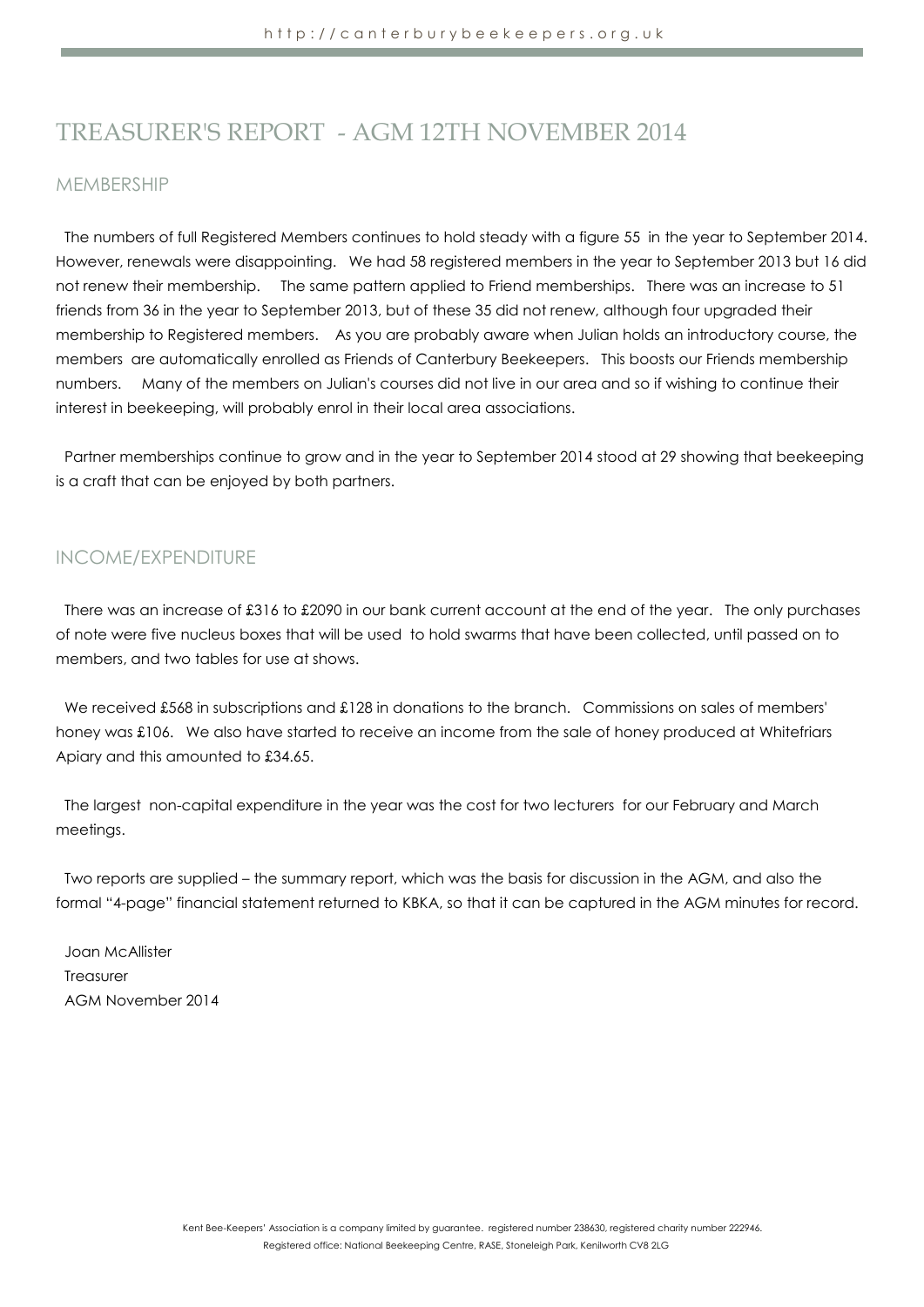# TREASURER'S REPORT - AGM 12TH NOVEMBER 2014

## MEMBERSHIP

The numbers of full Registered Members continues to hold steady with a figure 55 in the year to September 2014. However, renewals were disappointing. We had 58 registered members in the year to September 2013 but 16 did not renew their membership. The same pattern applied to Friend memberships. There was an increase to 51 friends from 36 in the year to September 2013, but of these 35 did not renew, although four upgraded their membership to Registered members. As you are probably aware when Julian holds an introductory course, the members are automatically enrolled as Friends of Canterbury Beekeepers. This boosts our Friends membership numbers. Many of the members on Julian's courses did not live in our area and so if wishing to continue their interest in beekeeping, will probably enrol in their local area associations.

Partner memberships continue to grow and in the year to September 2014 stood at 29 showing that beekeeping is a craft that can be enjoyed by both partners.

## INCOME/EXPENDITURE

There was an increase of £316 to £2090 in our bank current account at the end of the year. The only purchases of note were five nucleus boxes that will be used to hold swarms that have been collected, until passed on to members, and two tables for use at shows.

We received £568 in subscriptions and £128 in donations to the branch. Commissions on sales of members' honey was £106. We also have started to receive an income from the sale of honey produced at Whitefriars Apiary and this amounted to £34.65.

The largest non-capital expenditure in the year was the cost for two lecturers for our February and March meetings.

Two reports are supplied – the summary report, which was the basis for discussion in the AGM, and also the formal "4-page" financial statement returned to KBKA, so that it can be captured in the AGM minutes for record.

Joan McAllister
Treasurer
AGM November 2014

Kent Bee-Keepers' Association is a company limited by guarantee. registered number 238630, registered charity number 222946.
Registered office: National Beekeeping Centre, RASE, Stoneleigh Park, Kenilworth CV8 2LG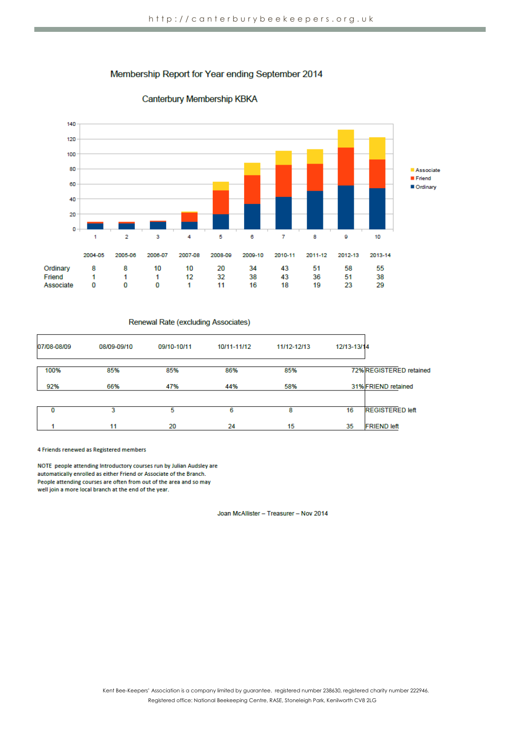# Membership Report for Year ending September 2014

## Canterbury Membership KBKA

| | 2004-05 | 2005-06 | 2006-07 | 2007-08 | 2008-09 | 2009-10 | 2010-11 | 2011-12 | 2012-13 | 2013-14 |
|---|---|---|---|---|---|---|---|---|---|---|
| Ordinary | 8 | 8 | 10 | 10 | 20 | 34 | 43 | 51 | 58 | 55 |
| Friend | 1 | 1 | 1 | 12 | 32 | 38 | 43 | 36 | 51 | 38 |
| Associate | 0 | 0 | 0 | 1 | 11 | 16 | 18 | 19 | 23 | 29 |

## Renewal Rate (excluding Associates)

| 07/08-08/09 | 08/09-09/10 | 09/10-10/11 | 10/11-11/12 | 11/12-12/13 | 12/13-13/14 | |
|---|---|---|---|---|---|---|
| 100% | 85% | 85% | 86% | 85% | 72% | REGISTERED retained |
| 92% | 66% | 47% | 44% | 58% | 31% | FRIEND retained |
| 0 | 3 | 5 | 6 | 8 | 16 | REGISTERED left |
| 1 | 11 | 20 | 24 | 15 | 35 | FRIEND left |

4 Friends renewed as Registered members

NOTE people attending Introductory courses run by Julian Audsley are automatically enrolled as either Friend or Associate of the Branch. People attending courses are often from out of the area and so may well join a more local branch at the end of the year.

Joan McAllister – Treasurer – Nov 2014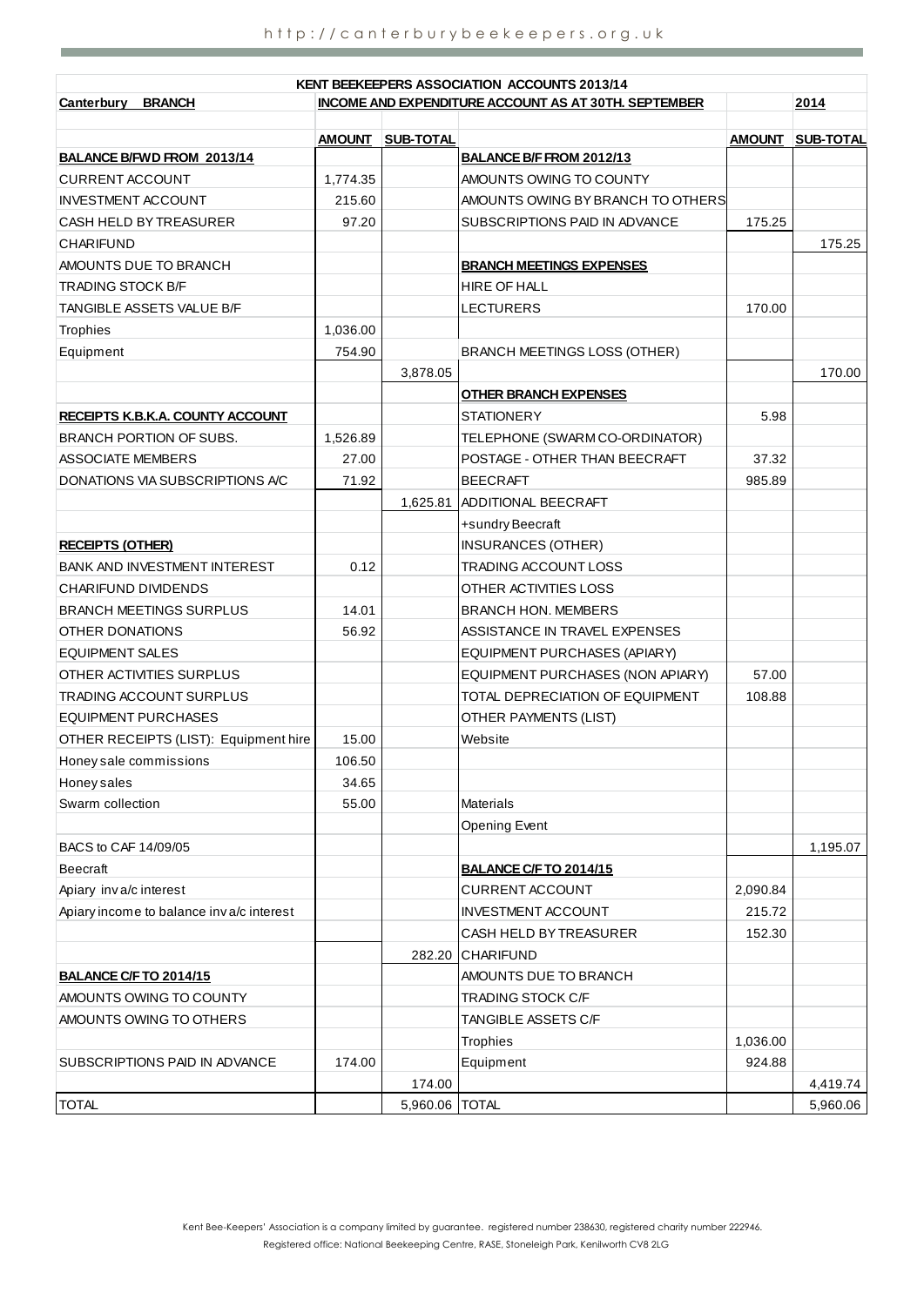| KENT BEEKEEPERS ASSOCIATION ACCOUNTS 2013/14 | | | | | |
|---|---|---|---|---|---|
| **Canterbury BRANCH** | | | **INCOME AND EXPENDITURE ACCOUNT AS AT 30TH. SEPTEMBER** | | **2014** |
| | **AMOUNT** | **SUB-TOTAL** | | **AMOUNT** | **SUB-TOTAL** |
| **BALANCE B/FWD FROM 2013/14** | | | **BALANCE B/F FROM 2012/13** | | |
| CURRENT ACCOUNT | 1,774.35 | | AMOUNTS OWING TO COUNTY | | |
| INVESTMENT ACCOUNT | 215.60 | | AMOUNTS OWING BY BRANCH TO OTHERS | | |
| CASH HELD BY TREASURER | 97.20 | | SUBSCRIPTIONS PAID IN ADVANCE | 175.25 | |
| CHARIFUND | | | | | 175.25 |
| AMOUNTS DUE TO BRANCH | | | **BRANCH MEETINGS EXPENSES** | | |
| TRADING STOCK B/F | | | HIRE OF HALL | | |
| TANGIBLE ASSETS VALUE B/F | | | LECTURERS | 170.00 | |
| Trophies | 1,036.00 | | | | |
| Equipment | 754.90 | | BRANCH MEETINGS LOSS (OTHER) | | |
| | | 3,878.05 | | | 170.00 |
| | | | **OTHER BRANCH EXPENSES** | | |
| **RECEIPTS K.B.K.A. COUNTY ACCOUNT** | | | STATIONERY | 5.98 | |
| BRANCH PORTION OF SUBS. | 1,526.89 | | TELEPHONE (SWARM CO-ORDINATOR) | | |
| ASSOCIATE MEMBERS | 27.00 | | POSTAGE - OTHER THAN BEECRAFT | 37.32 | |
| DONATIONS VIA SUBSCRIPTIONS A/C | 71.92 | | BEECRAFT | 985.89 | |
| | | 1,625.81 | ADDITIONAL BEECRAFT | | |
| | | | +sundry Beecraft | | |
| **RECEIPTS (OTHER)** | | | INSURANCES (OTHER) | | |
| BANK AND INVESTMENT INTEREST | 0.12 | | TRADING ACCOUNT LOSS | | |
| CHARIFUND DIVIDENDS | | | OTHER ACTIVITIES LOSS | | |
| BRANCH MEETINGS SURPLUS | 14.01 | | BRANCH HON. MEMBERS | | |
| OTHER DONATIONS | 56.92 | | ASSISTANCE IN TRAVEL EXPENSES | | |
| EQUIPMENT SALES | | | EQUIPMENT PURCHASES (APIARY) | | |
| OTHER ACTIVITIES SURPLUS | | | EQUIPMENT PURCHASES (NON APIARY) | 57.00 | |
| TRADING ACCOUNT SURPLUS | | | TOTAL DEPRECIATION OF EQUIPMENT | 108.88 | |
| EQUIPMENT PURCHASES | | | OTHER PAYMENTS (LIST) | | |
| OTHER RECEIPTS (LIST): Equipment hire | 15.00 | | Website | | |
| Honey sale commissions | 106.50 | | | | |
| Honey sales | 34.65 | | | | |
| Swarm collection | 55.00 | | Materials | | |
| | | | Opening Event | | |
| BACS to CAF 14/09/05 | | | | | 1,195.07 |
| Beecraft | | | **BALANCE C/F TO 2014/15** | | |
| Apiary inv a/c interest | | | CURRENT ACCOUNT | 2,090.84 | |
| Apiary income to balance inv a/c interest | | | INVESTMENT ACCOUNT | 215.72 | |
| | | | CASH HELD BY TREASURER | 152.30 | |
| | | 282.20 | CHARIFUND | | |
| **BALANCE C/F TO 2014/15** | | | AMOUNTS DUE TO BRANCH | | |
| AMOUNTS OWING TO COUNTY | | | TRADING STOCK C/F | | |
| AMOUNTS OWING TO OTHERS | | | TANGIBLE ASSETS C/F | | |
| | | | Trophies | 1,036.00 | |
| SUBSCRIPTIONS PAID IN ADVANCE | 174.00 | | Equipment | 924.88 | |
| | | 174.00 | | | 4,419.74 |
| TOTAL | | 5,960.06 | TOTAL | | 5,960.06 |

Kent Bee-Keepers' Association is a company limited by guarantee. registered number 238630, registered charity number 222946.
Registered office: National Beekeeping Centre, RASE, Stoneleigh Park, Kenilworth CV8 2LG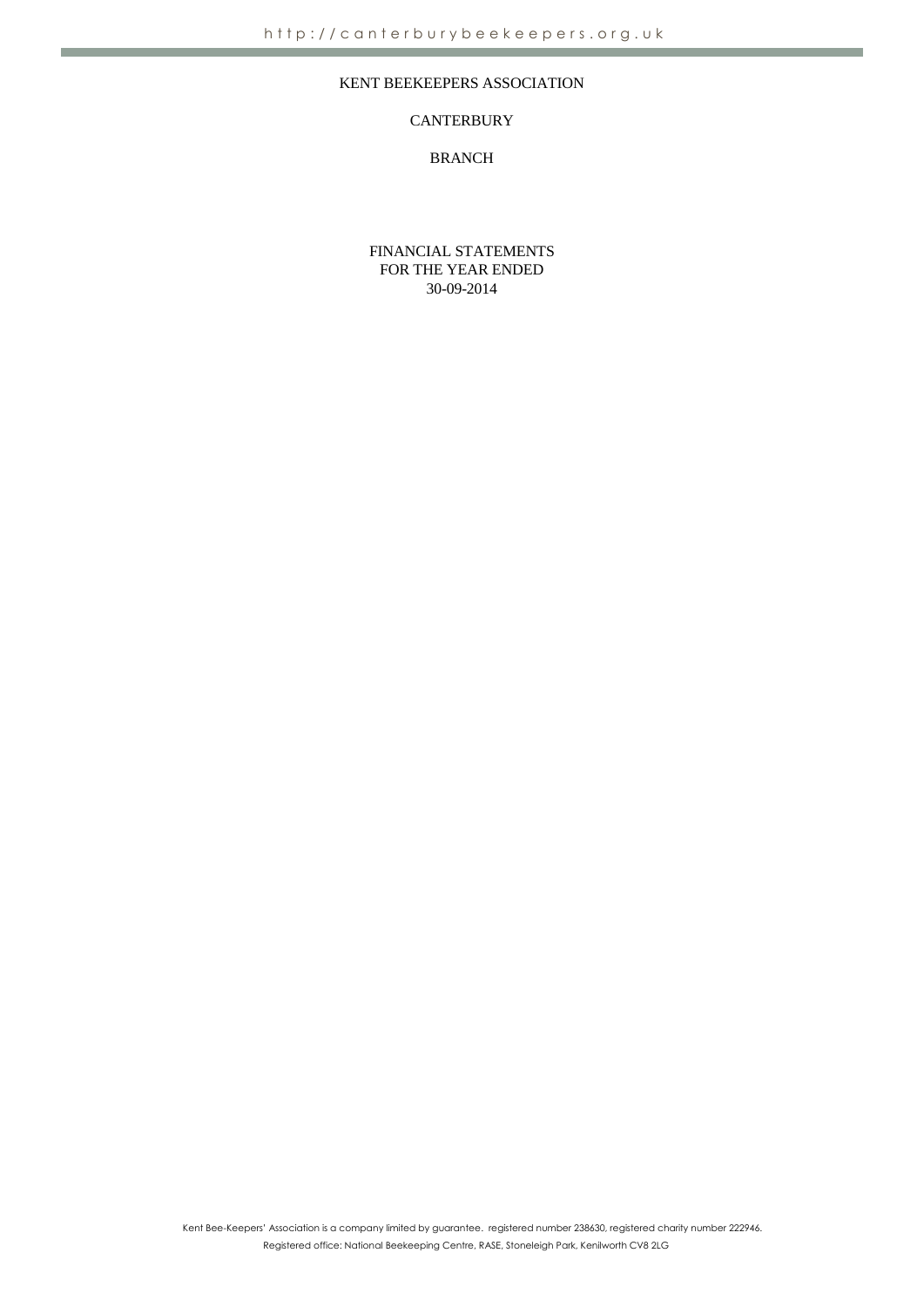KENT BEEKEEPERS ASSOCIATION

CANTERBURY

BRANCH

FINANCIAL STATEMENTS
FOR THE YEAR ENDED
30-09-2014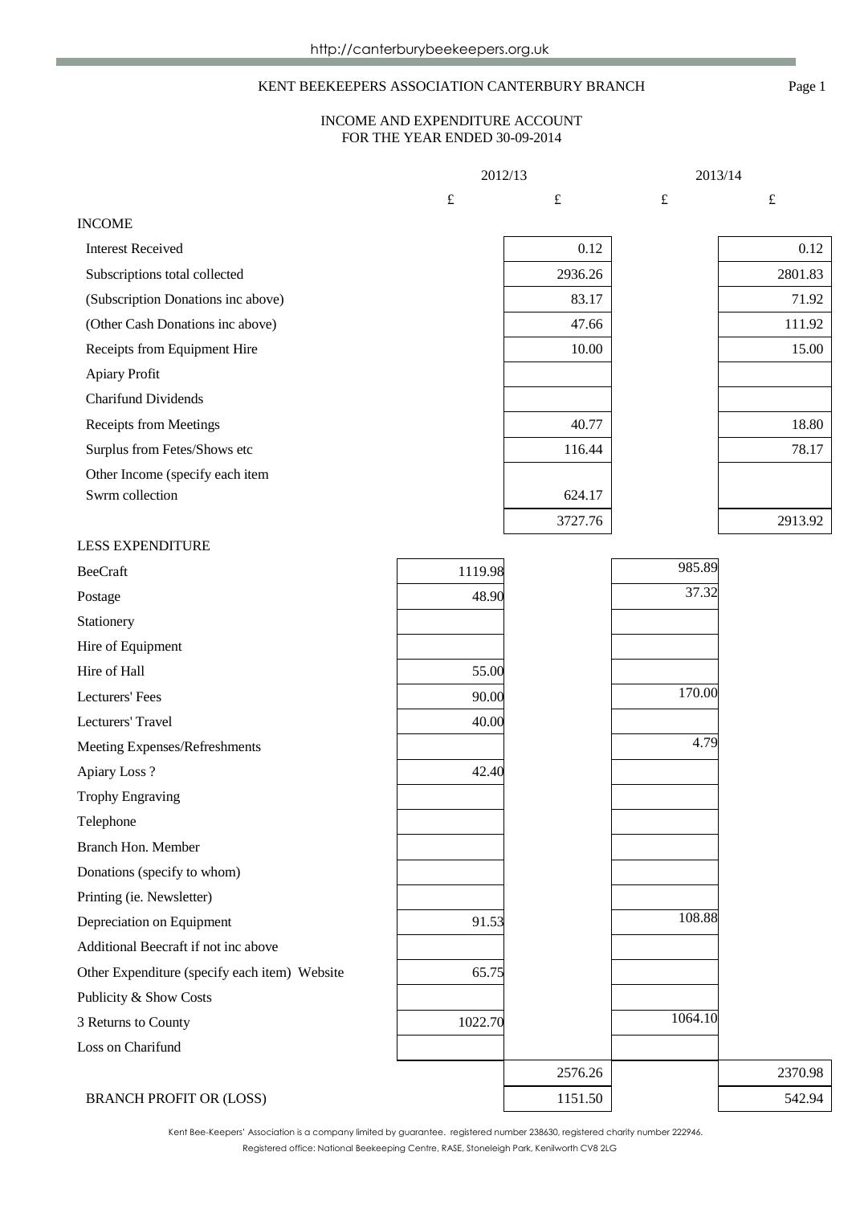http://canterburybeekeepers.org.uk

KENT BEEKEEPERS ASSOCIATION CANTERBURY BRANCH

INCOME AND EXPENDITURE ACCOUNT
FOR THE YEAR ENDED 30-09-2014

| | 2012/13 | | 2013/14 | |
|---|---|---|---|---|
| | £ | £ | £ | £ |
| **INCOME** | | | | |
| Interest Received | | 0.12 | | 0.12 |
| Subscriptions total collected | | 2936.26 | | 2801.83 |
| (Subscription Donations inc above) | | 83.17 | | 71.92 |
| (Other Cash Donations inc above) | | 47.66 | | 111.92 |
| Receipts from Equipment Hire | | 10.00 | | 15.00 |
| Apiary Profit | | | | |
| Charifund Dividends | | | | |
| Receipts from Meetings | | 40.77 | | 18.80 |
| Surplus from Fetes/Shows etc | | 116.44 | | 78.17 |
| Other Income (specify each item Swrm collection | | 624.17 | | |
| | | 3727.76 | | 2913.92 |
| **LESS EXPENDITURE** | | | | |
| BeeCraft | 1119.98 | | 985.89 | |
| Postage | 48.90 | | 37.32 | |
| Stationery | | | | |
| Hire of Equipment | | | | |
| Hire of Hall | 55.00 | | | |
| Lecturers' Fees | 90.00 | | 170.00 | |
| Lecturers' Travel | 40.00 | | | |
| Meeting Expenses/Refreshments | | | 4.79 | |
| Apiary Loss ? | 42.40 | | | |
| Trophy Engraving | | | | |
| Telephone | | | | |
| Branch Hon. Member | | | | |
| Donations (specify to whom) | | | | |
| Printing (ie. Newsletter) | | | | |
| Depreciation on Equipment | 91.53 | | 108.88 | |
| Additional Beecraft if not inc above | | | | |
| Other Expenditure (specify each item) Website | 65.75 | | | |
| Publicity & Show Costs | | | | |
| 3 Returns to County | 1022.70 | | 1064.10 | |
| Loss on Charifund | | | | |
| | | 2576.26 | | 2370.98 |
| BRANCH PROFIT OR (LOSS) | | 1151.50 | | 542.94 |

Kent Bee-Keepers' Association is a company limited by guarantee. registered number 238630, registered charity number 222946.
Registered office: National Beekeeping Centre, RASE, Stoneleigh Park, Kenilworth CV8 2LG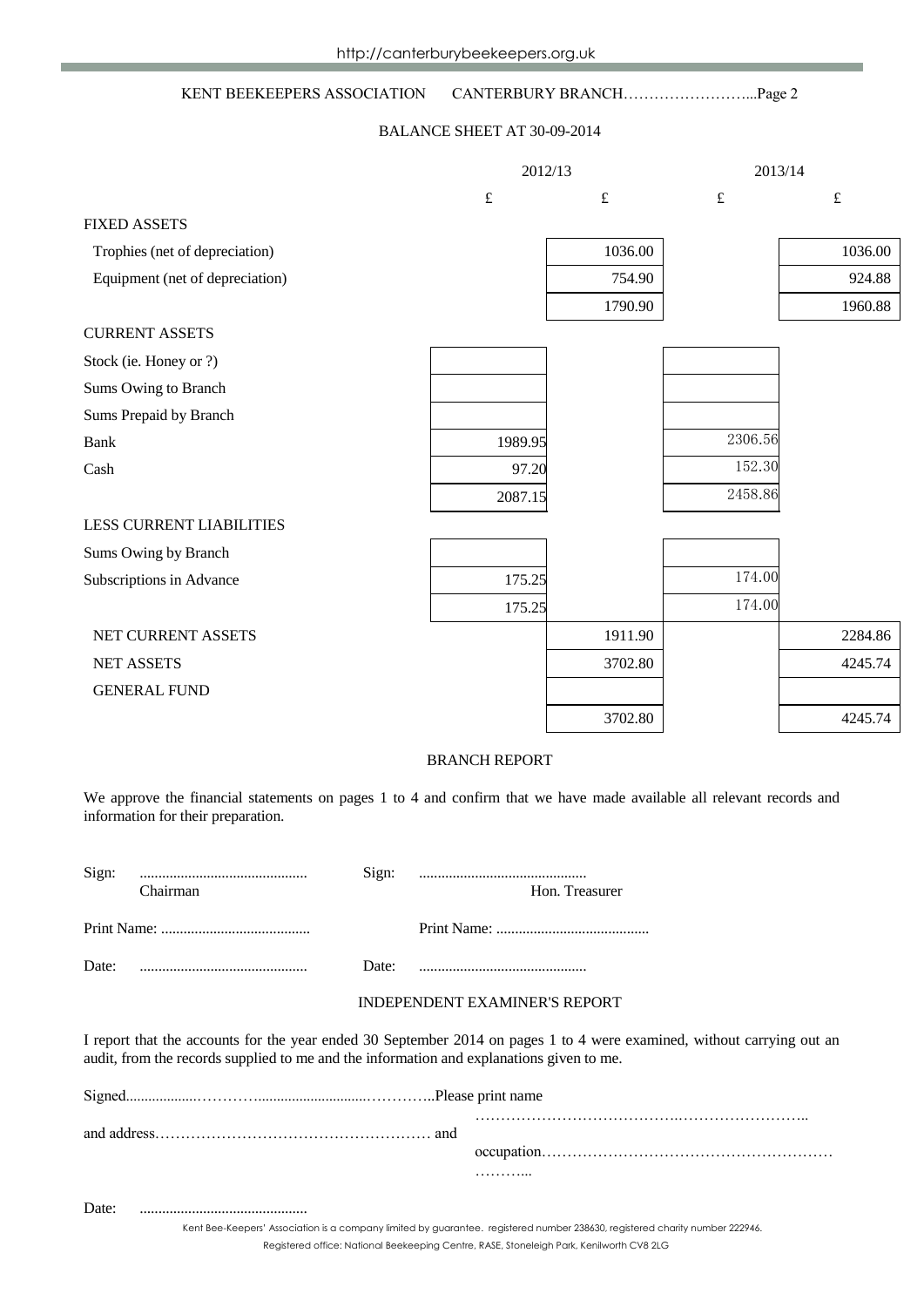KENT BEEKEEPERS ASSOCIATION CANTERBURY BRANCH……………………...Page 2

BALANCE SHEET AT 30-09-2014

| | 2012/13 | | 2013/14 | |
|---|---|---|---|---|
| | £ | £ | £ | £ |
| FIXED ASSETS | | | | |
| Trophies (net of depreciation) | | 1036.00 | | 1036.00 |
| Equipment (net of depreciation) | | 754.90 | | 924.88 |
| | | 1790.90 | | 1960.88 |
| CURRENT ASSETS | | | | |
| Stock (ie. Honey or ?) | | | | |
| Sums Owing to Branch | | | | |
| Sums Prepaid by Branch | | | | |
| Bank | 1989.95 | | 2306.56 | |
| Cash | 97.20 | | 152.30 | |
| | 2087.15 | | 2458.86 | |
| LESS CURRENT LIABILITIES | | | | |
| Sums Owing by Branch | | | | |
| Subscriptions in Advance | 175.25 | | 174.00 | |
| | 175.25 | | 174.00 | |
| NET CURRENT ASSETS | | 1911.90 | | 2284.86 |
| NET ASSETS | | 3702.80 | | 4245.74 |
| GENERAL FUND | | | | |
| | | 3702.80 | | 4245.74 |

BRANCH REPORT

We approve the financial statements on pages 1 to 4 and confirm that we have made available all relevant records and information for their preparation.

Sign: ............................................ Chairman    Sign: ............................................ Hon. Treasurer

Print Name: ........................................    Print Name: ........................................

Date: ............................................    Date: ............................................

INDEPENDENT EXAMINER'S REPORT

I report that the accounts for the year ended 30 September 2014 on pages 1 to 4 were examined, without carrying out an audit, from the records supplied to me and the information and explanations given to me.

Signed..................…………...........................…………..Please print name ……………………………….……………………..

and address……………………………………………… and occupation…………………………………………………………...

Date: ............................................

Kent Bee-Keepers' Association is a company limited by guarantee. registered number 238630, registered charity number 222946.
Registered office: National Beekeeping Centre, RASE, Stoneleigh Park, Kenilworth CV8 2LG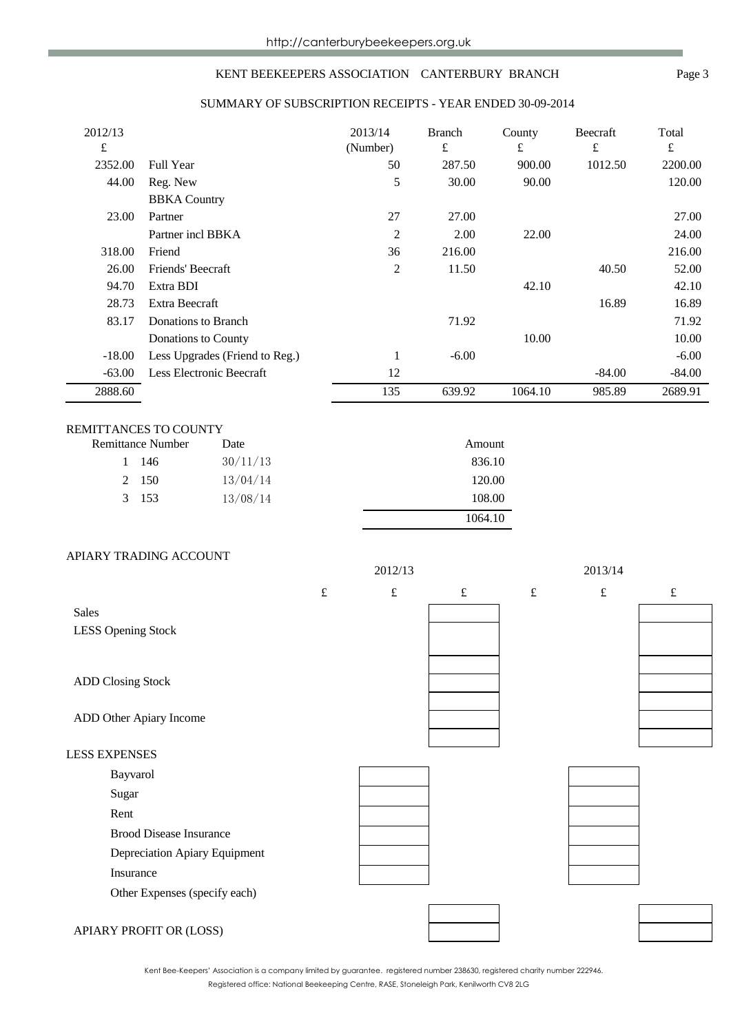## KENT BEEKEEPERS ASSOCIATION CANTERBURY BRANCH

### SUMMARY OF SUBSCRIPTION RECEIPTS - YEAR ENDED 30-09-2014

| 2012/13 £ | | 2013/14 (Number) | Branch £ | County £ | Beecraft £ | Total £ |
|---|---|---|---|---|---|---|
| 2352.00 | Full Year | 50 | 287.50 | 900.00 | 1012.50 | 2200.00 |
| 44.00 | Reg. New | 5 | 30.00 | 90.00 | | 120.00 |
| | BBKA Country | | | | | |
| 23.00 | Partner | 27 | 27.00 | | | 27.00 |
| | Partner incl BBKA | 2 | 2.00 | 22.00 | | 24.00 |
| 318.00 | Friend | 36 | 216.00 | | | 216.00 |
| 26.00 | Friends' Beecraft | 2 | 11.50 | | 40.50 | 52.00 |
| 94.70 | Extra BDI | | | 42.10 | | 42.10 |
| 28.73 | Extra Beecraft | | | | 16.89 | 16.89 |
| 83.17 | Donations to Branch | | 71.92 | | | 71.92 |
| | Donations to County | | | 10.00 | | 10.00 |
| -18.00 | Less Upgrades (Friend to Reg.) | 1 | -6.00 | | | -6.00 |
| -63.00 | Less Electronic Beecraft | 12 | | | -84.00 | -84.00 |
| 2888.60 | | 135 | 639.92 | 1064.10 | 985.89 | 2689.91 |

### REMITTANCES TO COUNTY

| Remittance Number | | Date | Amount |
|---|---|---|---|
| 1 | 146 | 30/11/13 | 836.10 |
| 2 | 150 | 13/04/14 | 120.00 |
| 3 | 153 | 13/08/14 | 108.00 |
| | | | 1064.10 |

### APIARY TRADING ACCOUNT

| | 2012/13 £ | £ | £ | 2013/14 £ | £ | £ |
|---|---|---|---|---|---|---|
| Sales | | | | | | |
| LESS Opening Stock | | | | | | |
| | | | | | | |
| ADD Closing Stock | | | | | | |
| | | | | | | |
| ADD Other Apiary Income | | | | | | |
| | | | | | | |
| **LESS EXPENSES** | | | | | | |
| Bayvarol | | | | | | |
| Sugar | | | | | | |
| Rent | | | | | | |
| Brood Disease Insurance | | | | | | |
| Depreciation Apiary Equipment | | | | | | |
| Insurance | | | | | | |
| Other Expenses (specify each) | | | | | | |
| | | | | | | |
| APIARY PROFIT OR (LOSS) | | | | | | |

Kent Bee-Keepers' Association is a company limited by guarantee. registered number 238630, registered charity number 222946.
Registered office: National Beekeeping Centre, RASE, Stoneleigh Park, Kenilworth CV8 2LG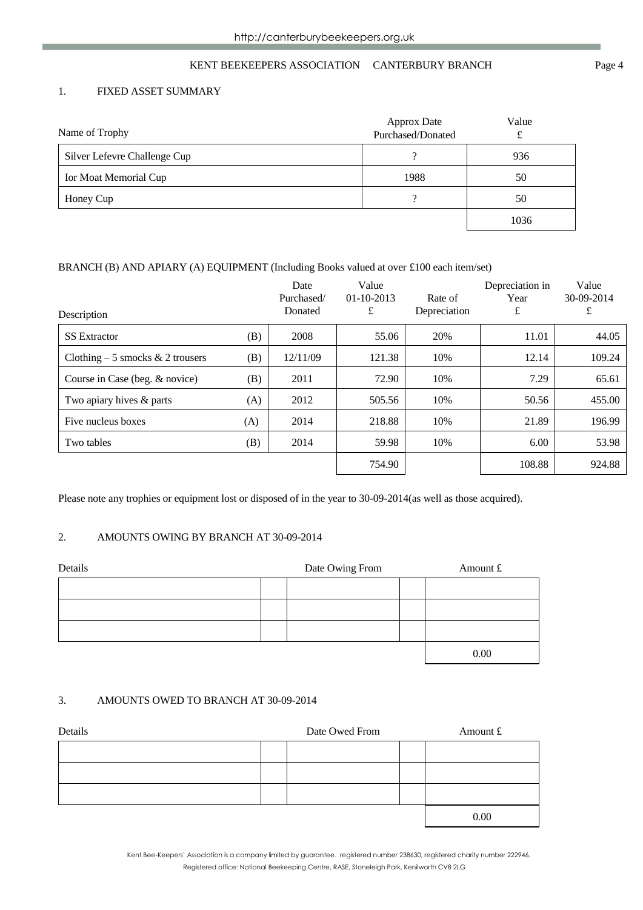## 1. FIXED ASSET SUMMARY

| Name of Trophy | Approx Date Purchased/Donated | Value £ |
|---|---|---|
| Silver Lefevre Challenge Cup | ? | 936 |
| Ior Moat Memorial Cup | 1988 | 50 |
| Honey Cup | ? | 50 |
| | | 1036 |

BRANCH (B) AND APIARY (A) EQUIPMENT (Including Books valued at over £100 each item/set)

| Description | | Date Purchased/ Donated | Value 01-10-2013 £ | Rate of Depreciation | Depreciation in Year £ | Value 30-09-2014 £ |
|---|---|---|---|---|---|---|
| SS Extractor | (B) | 2008 | 55.06 | 20% | 11.01 | 44.05 |
| Clothing – 5 smocks & 2 trousers | (B) | 12/11/09 | 121.38 | 10% | 12.14 | 109.24 |
| Course in Case (beg. & novice) | (B) | 2011 | 72.90 | 10% | 7.29 | 65.61 |
| Two apiary hives & parts | (A) | 2012 | 505.56 | 10% | 50.56 | 455.00 |
| Five nucleus boxes | (A) | 2014 | 218.88 | 10% | 21.89 | 196.99 |
| Two tables | (B) | 2014 | 59.98 | 10% | 6.00 | 53.98 |
| | | | 754.90 | | 108.88 | 924.88 |

Please note any trophies or equipment lost or disposed of in the year to 30-09-2014(as well as those acquired).

## 2. AMOUNTS OWING BY BRANCH AT 30-09-2014

| Details | | Date Owing From | | Amount £ |
|---|---|---|---|---|
| | | | | |
| | | | | |
| | | | | |
| | | | | 0.00 |

## 3. AMOUNTS OWED TO BRANCH AT 30-09-2014

| Details | | Date Owed From | | Amount £ |
|---|---|---|---|---|
| | | | | |
| | | | | |
| | | | | |
| | | | | 0.00 |

Kent Bee-Keepers' Association is a company limited by guarantee. registered number 238630, registered charity number 222946.
Registered office: National Beekeeping Centre, RASE, Stoneleigh Park, Kenilworth CV8 2LG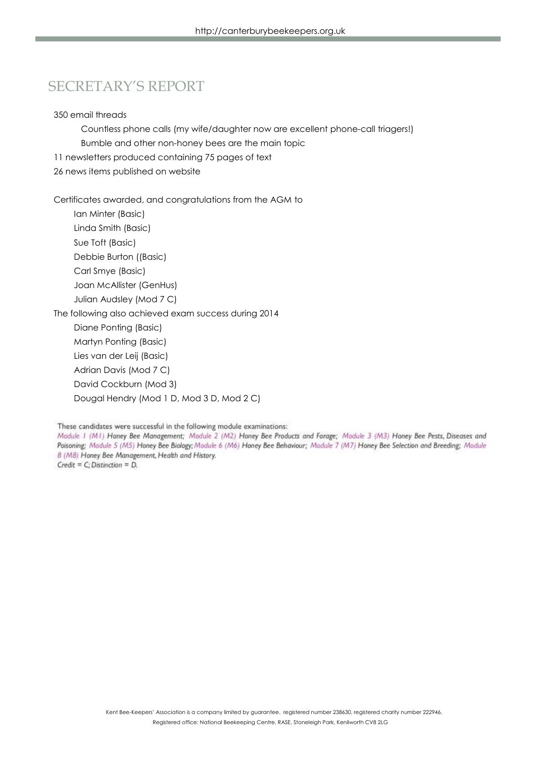## SECRETARY'S REPORT

350 email threads

- Countless phone calls (my wife/daughter now are excellent phone-call triagers!)
- Bumble and other non-honey bees are the main topic

11 newsletters produced containing 75 pages of text

26 news items published on website

Certificates awarded, and congratulations from the AGM to

- Ian Minter (Basic)
- Linda Smith (Basic)
- Sue Toft (Basic)
- Debbie Burton ((Basic)
- Carl Smye (Basic)
- Joan McAllister (GenHus)
- Julian Audsley (Mod 7 C)

The following also achieved exam success during 2014

- Diane Ponting (Basic)
- Martyn Ponting (Basic)
- Lies van der Leij (Basic)
- Adrian Davis (Mod 7 C)
- David Cockburn (Mod 3)
- Dougal Hendry (Mod 1 D, Mod 3 D, Mod 2 C)

These candidates were successful in the following module examinations:

*Module 1 (M1) Honey Bee Management; Module 2 (M2) Honey Bee Products and Forage; Module 3 (M3) Honey Bee Pests, Diseases and Poisoning; Module 5 (M5) Honey Bee Biology; Module 6 (M6) Honey Bee Behaviour; Module 7 (M7) Honey Bee Selection and Breeding; Module 8 (M8) Honey Bee Management, Health and History.*

*Credit = C; Distinction = D.*

Kent Bee-Keepers' Association is a company limited by guarantee. registered number 238630, registered charity number 222946.
Registered office: National Beekeeping Centre, RASE, Stoneleigh Park, Kenilworth CV8 2LG